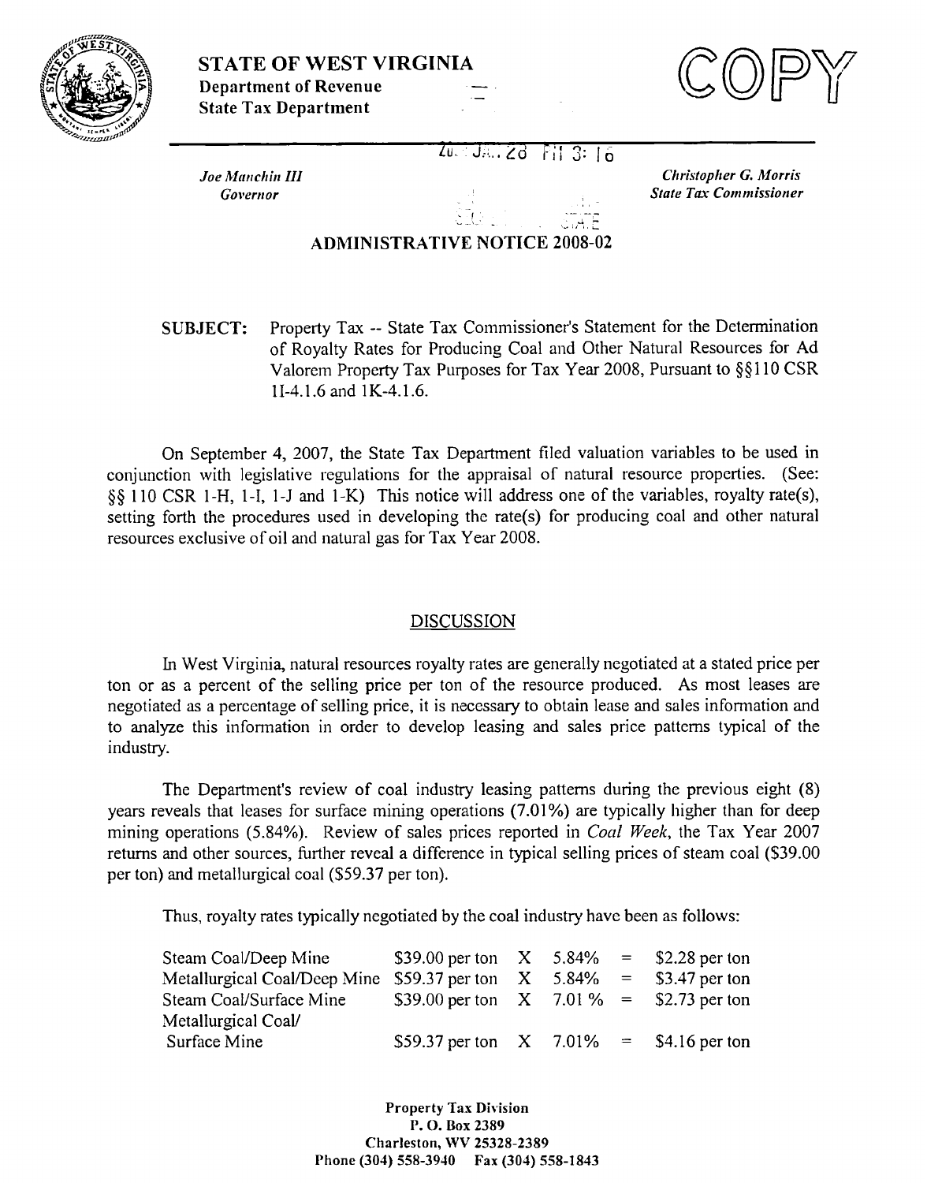# STATE OF WEST VIRGINIA

**Department of Revenue**
**State Tax Department**

COPY

*Joe Manchin III*
*Governor*

*Christopher G. Morris*
*State Tax Commissioner*

## ADMINISTRATIVE NOTICE 2008-02

**SUBJECT:** Property Tax -- State Tax Commissioner's Statement for the Determination of Royalty Rates for Producing Coal and Other Natural Resources for Ad Valorem Property Tax Purposes for Tax Year 2008, Pursuant to §§110 CSR 1I-4.1.6 and 1K-4.1.6.

On September 4, 2007, the State Tax Department filed valuation variables to be used in conjunction with legislative regulations for the appraisal of natural resource properties. (See: §§ 110 CSR 1-H, 1-I, 1-J and 1-K) This notice will address one of the variables, royalty rate(s), setting forth the procedures used in developing the rate(s) for producing coal and other natural resources exclusive of oil and natural gas for Tax Year 2008.

### DISCUSSION

In West Virginia, natural resources royalty rates are generally negotiated at a stated price per ton or as a percent of the selling price per ton of the resource produced. As most leases are negotiated as a percentage of selling price, it is necessary to obtain lease and sales information and to analyze this information in order to develop leasing and sales price patterns typical of the industry.

The Department's review of coal industry leasing patterns during the previous eight (8) years reveals that leases for surface mining operations (7.01%) are typically higher than for deep mining operations (5.84%). Review of sales prices reported in *Coal Week*, the Tax Year 2007 returns and other sources, further reveal a difference in typical selling prices of steam coal ($39.00 per ton) and metallurgical coal ($59.37 per ton).

Thus, royalty rates typically negotiated by the coal industry have been as follows:

| | | | | | |
|---|---|---|---|---|---|
| Steam Coal/Deep Mine | $39.00 per ton | X | 5.84% | = | $2.28 per ton |
| Metallurgical Coal/Deep Mine | $59.37 per ton | X | 5.84% | = | $3.47 per ton |
| Steam Coal/Surface Mine | $39.00 per ton | X | 7.01 % | = | $2.73 per ton |
| Metallurgical Coal/ Surface Mine | $59.37 per ton | X | 7.01% | = | $4.16 per ton |

**Property Tax Division**
**P. O. Box 2389**
**Charleston, WV 25328-2389**
**Phone (304) 558-3940 Fax (304) 558-1843**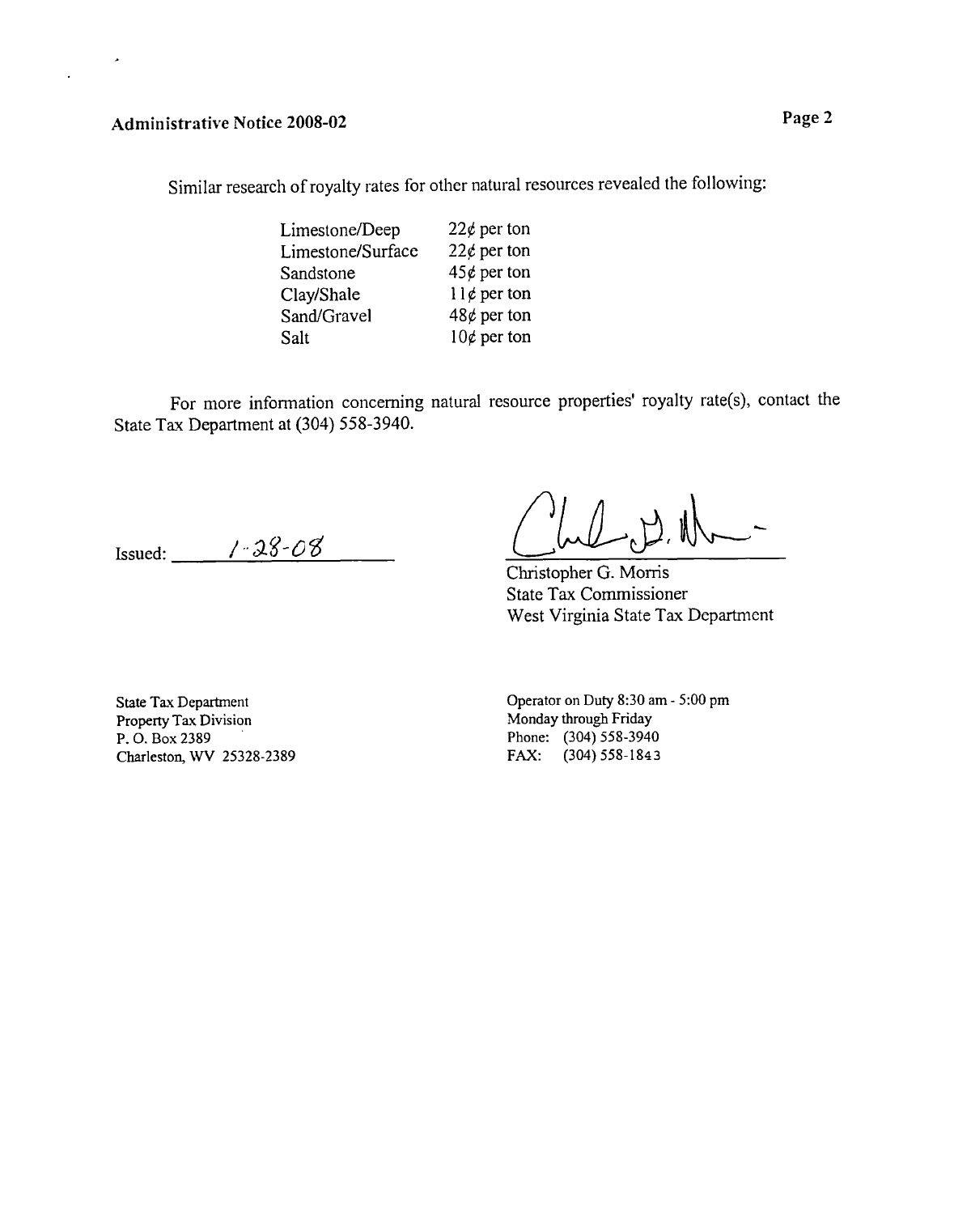Similar research of royalty rates for other natural resources revealed the following:

| | |
|---|---|
| Limestone/Deep | 22¢ per ton |
| Limestone/Surface | 22¢ per ton |
| Sandstone | 45¢ per ton |
| Clay/Shale | 11¢ per ton |
| Sand/Gravel | 48¢ per ton |
| Salt | 10¢ per ton |

For more information concerning natural resource properties' royalty rate(s), contact the State Tax Department at (304) 558-3940.

Issued: 1-28-08

Christopher G. Morris
State Tax Commissioner
West Virginia State Tax Department

State Tax Department
Property Tax Division
P. O. Box 2389
Charleston, WV 25328-2389

Operator on Duty 8:30 am - 5:00 pm
Monday through Friday
Phone: (304) 558-3940
FAX: (304) 558-1843